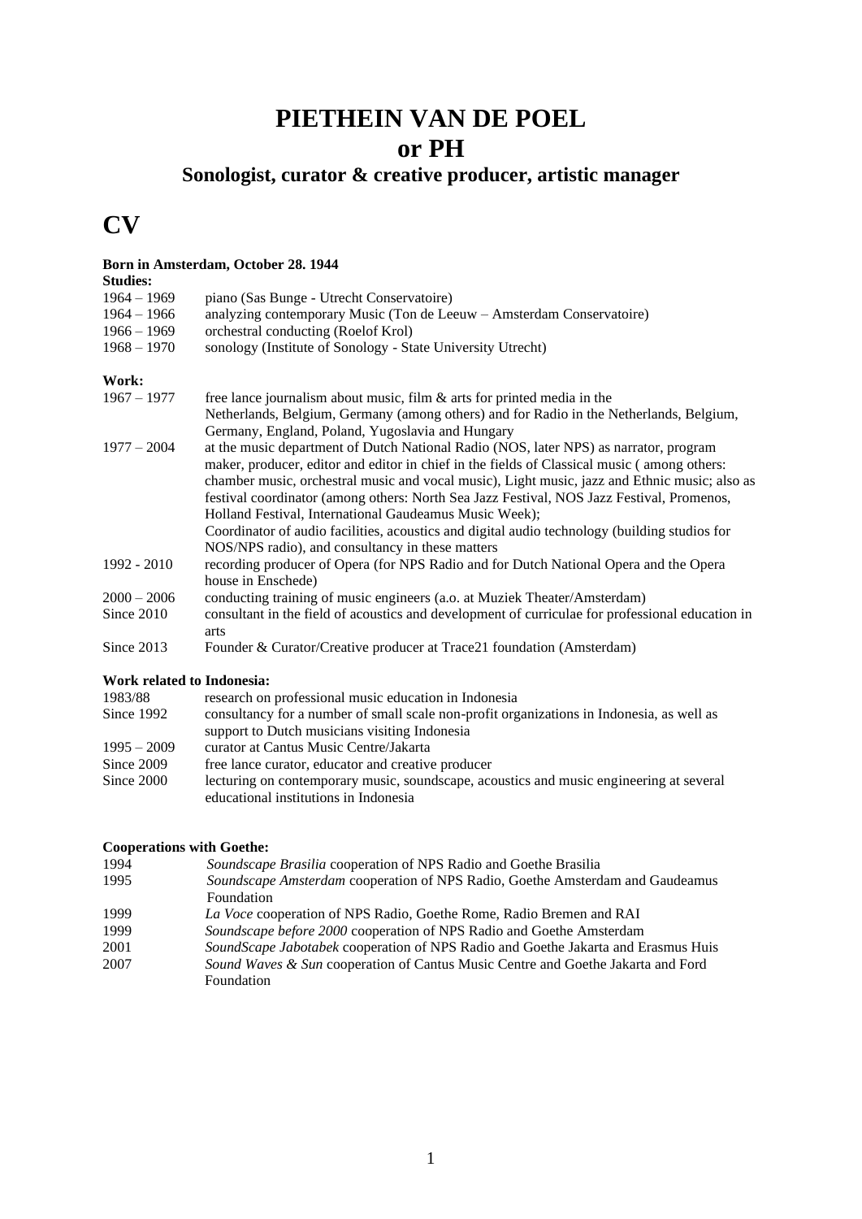# PIETHEIN VAN DE POEL
# or PH
### Sonologist, curator & creative producer, artistic manager

# CV

**Born in Amsterdam, October 28. 1944**

**Studies:**

| | |
|---|---|
| 1964 – 1969 | piano (Sas Bunge - Utrecht Conservatoire) |
| 1964 – 1966 | analyzing contemporary Music (Ton de Leeuw – Amsterdam Conservatoire) |
| 1966 – 1969 | orchestral conducting (Roelof Krol) |
| 1968 – 1970 | sonology (Institute of Sonology - State University Utrecht) |

**Work:**

| | |
|---|---|
| 1967 – 1977 | free lance journalism about music, film & arts for printed media in the Netherlands, Belgium, Germany (among others) and for Radio in the Netherlands, Belgium, Germany, England, Poland, Yugoslavia and Hungary |
| 1977 – 2004 | at the music department of Dutch National Radio (NOS, later NPS) as narrator, program maker, producer, editor and editor in chief in the fields of Classical music ( among others: chamber music, orchestral music and vocal music), Light music, jazz and Ethnic music; also as festival coordinator (among others: North Sea Jazz Festival, NOS Jazz Festival, Promenos, Holland Festival, International Gaudeamus Music Week); Coordinator of audio facilities, acoustics and digital audio technology (building studios for NOS/NPS radio), and consultancy in these matters |
| 1992 - 2010 | recording producer of Opera (for NPS Radio and for Dutch National Opera and the Opera house in Enschede) |
| 2000 – 2006 | conducting training of music engineers (a.o. at Muziek Theater/Amsterdam) |
| Since 2010 | consultant in the field of acoustics and development of curriculae for professional education in arts |
| Since 2013 | Founder & Curator/Creative producer at Trace21 foundation (Amsterdam) |

**Work related to Indonesia:**

| | |
|---|---|
| 1983/88 | research on professional music education in Indonesia |
| Since 1992 | consultancy for a number of small scale non-profit organizations in Indonesia, as well as support to Dutch musicians visiting Indonesia |
| 1995 – 2009 | curator at Cantus Music Centre/Jakarta |
| Since 2009 | free lance curator, educator and creative producer |
| Since 2000 | lecturing on contemporary music, soundscape, acoustics and music engineering at several educational institutions in Indonesia |

**Cooperations with Goethe:**

| | |
|---|---|
| 1994 | *Soundscape Brasilia* cooperation of NPS Radio and Goethe Brasilia |
| 1995 | *Soundscape Amsterdam* cooperation of NPS Radio, Goethe Amsterdam and Gaudeamus Foundation |
| 1999 | *La Voce* cooperation of NPS Radio, Goethe Rome, Radio Bremen and RAI |
| 1999 | *Soundscape before 2000* cooperation of NPS Radio and Goethe Amsterdam |
| 2001 | *SoundScape Jabotabek* cooperation of NPS Radio and Goethe Jakarta and Erasmus Huis |
| 2007 | *Sound Waves & Sun* cooperation of Cantus Music Centre and Goethe Jakarta and Ford Foundation |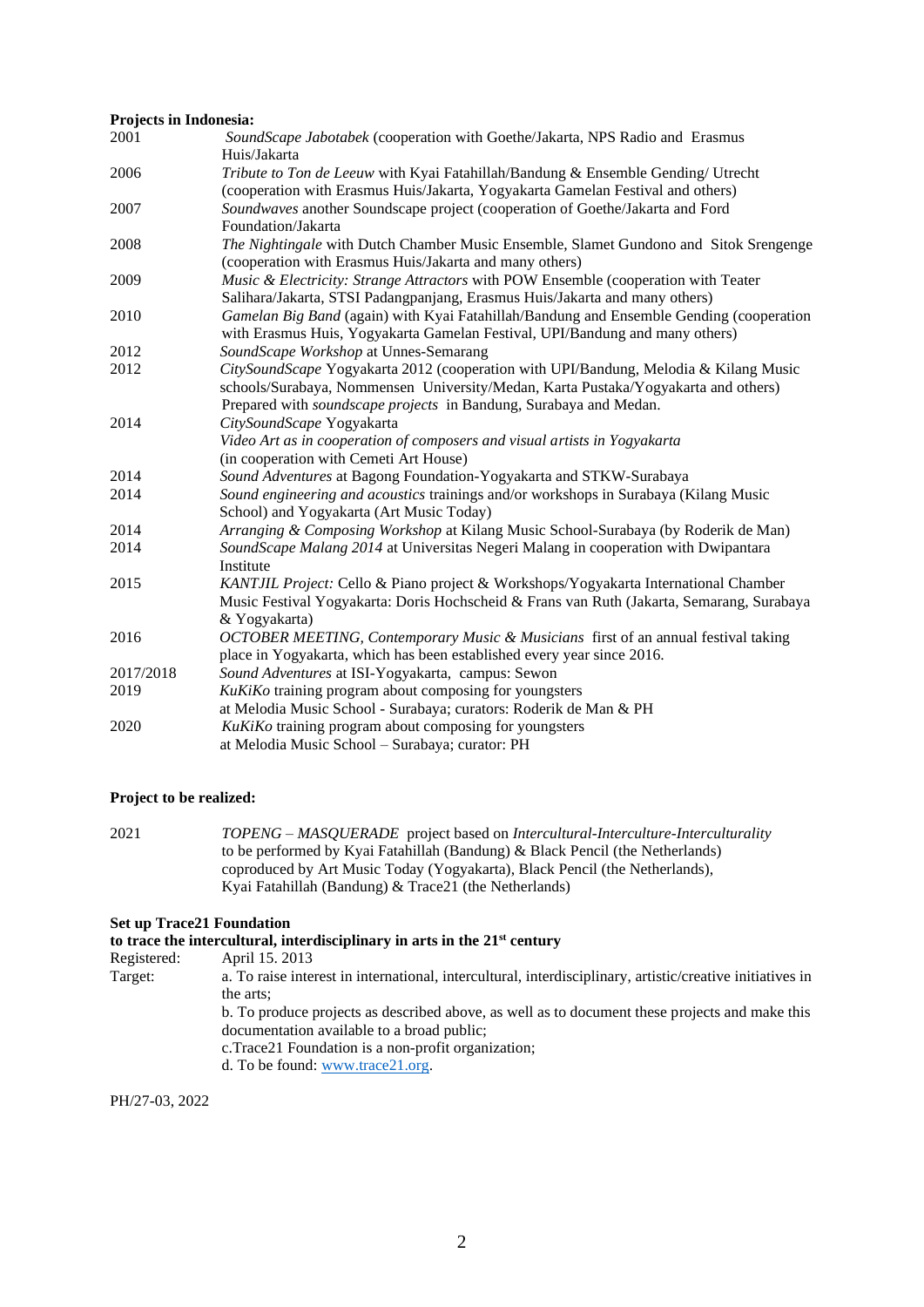**Projects in Indonesia:**

| | |
|---|---|
| 2001 | *SoundScape Jabotabek* (cooperation with Goethe/Jakarta, NPS Radio and Erasmus Huis/Jakarta |
| 2006 | *Tribute to Ton de Leeuw* with Kyai Fatahillah/Bandung & Ensemble Gending/ Utrecht (cooperation with Erasmus Huis/Jakarta, Yogyakarta Gamelan Festival and others) |
| 2007 | *Soundwaves* another Soundscape project (cooperation of Goethe/Jakarta and Ford Foundation/Jakarta |
| 2008 | *The Nightingale* with Dutch Chamber Music Ensemble, Slamet Gundono and Sitok Srengenge (cooperation with Erasmus Huis/Jakarta and many others) |
| 2009 | *Music & Electricity: Strange Attractors* with POW Ensemble (cooperation with Teater Salihara/Jakarta, STSI Padangpanjang, Erasmus Huis/Jakarta and many others) |
| 2010 | *Gamelan Big Band* (again) with Kyai Fatahillah/Bandung and Ensemble Gending (cooperation with Erasmus Huis, Yogyakarta Gamelan Festival, UPI/Bandung and many others) |
| 2012 | *SoundScape Workshop* at Unnes-Semarang |
| 2012 | *CitySoundScape* Yogyakarta 2012 (cooperation with UPI/Bandung, Melodia & Kilang Music schools/Surabaya, Nommensen University/Medan, Karta Pustaka/Yogyakarta and others) Prepared with *soundscape projects* in Bandung, Surabaya and Medan. |
| 2014 | *CitySoundScape* Yogyakarta<br>*Video Art as in cooperation of composers and visual artists in Yogyakarta*<br>(in cooperation with Cemeti Art House) |
| 2014 | *Sound Adventures* at Bagong Foundation-Yogyakarta and STKW-Surabaya |
| 2014 | *Sound engineering and acoustics* trainings and/or workshops in Surabaya (Kilang Music School) and Yogyakarta (Art Music Today) |
| 2014 | *Arranging & Composing Workshop* at Kilang Music School-Surabaya (by Roderik de Man) |
| 2014 | *SoundScape Malang 2014* at Universitas Negeri Malang in cooperation with Dwipantara Institute |
| 2015 | *KANTJIL Project:* Cello & Piano project & Workshops/Yogyakarta International Chamber Music Festival Yogyakarta: Doris Hochscheid & Frans van Ruth (Jakarta, Semarang, Surabaya & Yogyakarta) |
| 2016 | *OCTOBER MEETING, Contemporary Music & Musicians* first of an annual festival taking place in Yogyakarta, which has been established every year since 2016. |
| 2017/2018 | *Sound Adventures* at ISI-Yogyakarta, campus: Sewon |
| 2019 | *KuKiKo* training program about composing for youngsters<br>at Melodia Music School - Surabaya; curators: Roderik de Man & PH |
| 2020 | *KuKiKo* training program about composing for youngsters<br>at Melodia Music School – Surabaya; curator: PH |

**Project to be realized:**

| | |
|---|---|
| 2021 | *TOPENG – MASQUERADE* project based on *Intercultural-Interculture-Interculturality* to be performed by Kyai Fatahillah (Bandung) & Black Pencil (the Netherlands) coproduced by Art Music Today (Yogyakarta), Black Pencil (the Netherlands), Kyai Fatahillah (Bandung) & Trace21 (the Netherlands) |

**Set up Trace21 Foundation**
**to trace the intercultural, interdisciplinary in arts in the 21st century**

| | |
|---|---|
| Registered: | April 15. 2013 |
| Target: | a. To raise interest in international, intercultural, interdisciplinary, artistic/creative initiatives in the arts;<br>b. To produce projects as described above, as well as to document these projects and make this documentation available to a broad public;<br>c.Trace21 Foundation is a non-profit organization;<br>d. To be found: www.trace21.org. |

PH/27-03, 2022